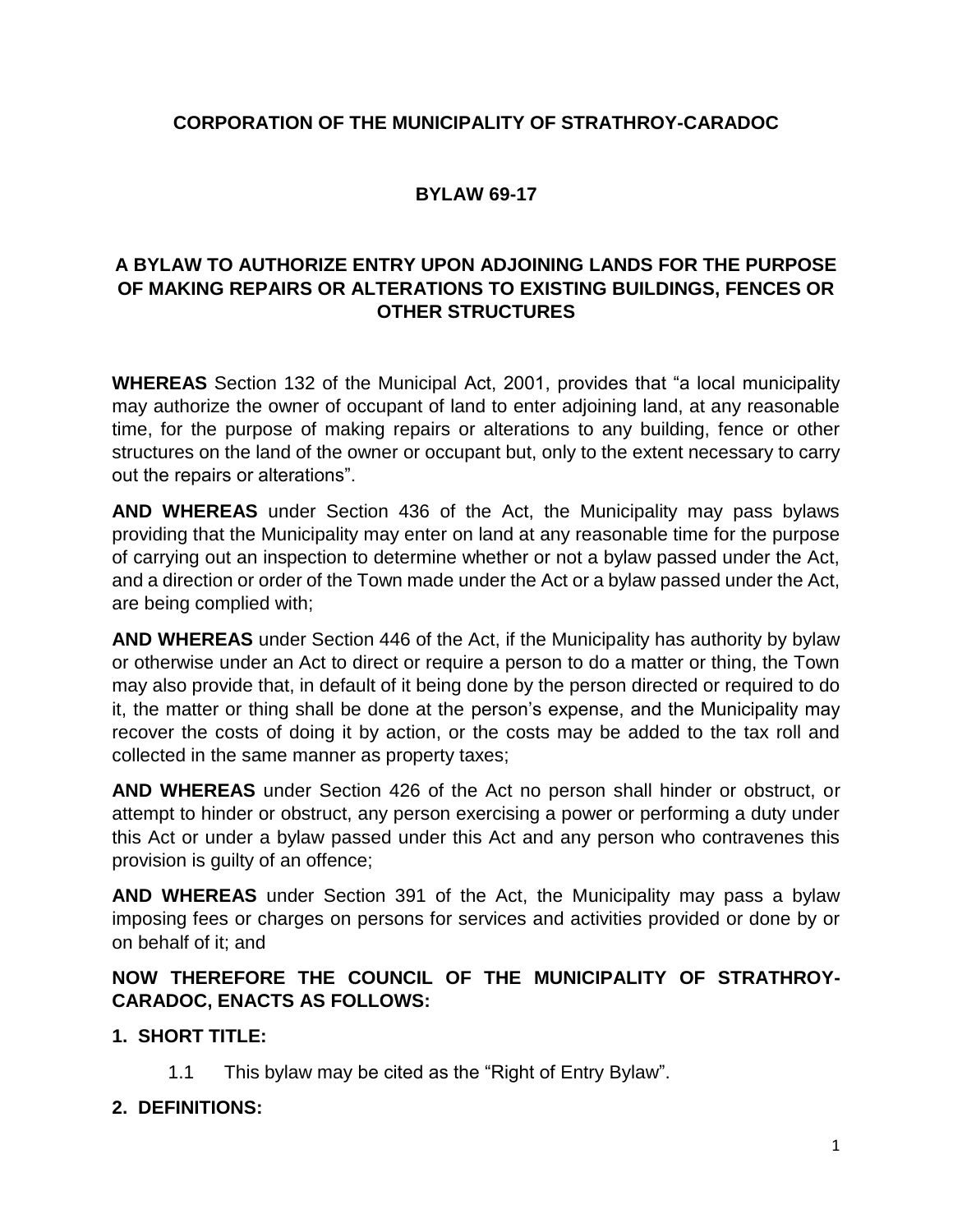**CORPORATION OF THE MUNICIPALITY OF STRATHROY-CARADOC**

**BYLAW 69-17**

**A BYLAW TO AUTHORIZE ENTRY UPON ADJOINING LANDS FOR THE PURPOSE OF MAKING REPAIRS OR ALTERATIONS TO EXISTING BUILDINGS, FENCES OR OTHER STRUCTURES**

**WHEREAS** Section 132 of the Municipal Act, 2001, provides that "a local municipality may authorize the owner of occupant of land to enter adjoining land, at any reasonable time, for the purpose of making repairs or alterations to any building, fence or other structures on the land of the owner or occupant but, only to the extent necessary to carry out the repairs or alterations".

**AND WHEREAS** under Section 436 of the Act, the Municipality may pass bylaws providing that the Municipality may enter on land at any reasonable time for the purpose of carrying out an inspection to determine whether or not a bylaw passed under the Act, and a direction or order of the Town made under the Act or a bylaw passed under the Act, are being complied with;

**AND WHEREAS** under Section 446 of the Act, if the Municipality has authority by bylaw or otherwise under an Act to direct or require a person to do a matter or thing, the Town may also provide that, in default of it being done by the person directed or required to do it, the matter or thing shall be done at the person's expense, and the Municipality may recover the costs of doing it by action, or the costs may be added to the tax roll and collected in the same manner as property taxes;

**AND WHEREAS** under Section 426 of the Act no person shall hinder or obstruct, or attempt to hinder or obstruct, any person exercising a power or performing a duty under this Act or under a bylaw passed under this Act and any person who contravenes this provision is guilty of an offence;

**AND WHEREAS** under Section 391 of the Act, the Municipality may pass a bylaw imposing fees or charges on persons for services and activities provided or done by or on behalf of it; and

**NOW THEREFORE THE COUNCIL OF THE MUNICIPALITY OF STRATHROY-CARADOC, ENACTS AS FOLLOWS:**

**1. SHORT TITLE:**

1.1 This bylaw may be cited as the "Right of Entry Bylaw".

**2. DEFINITIONS:**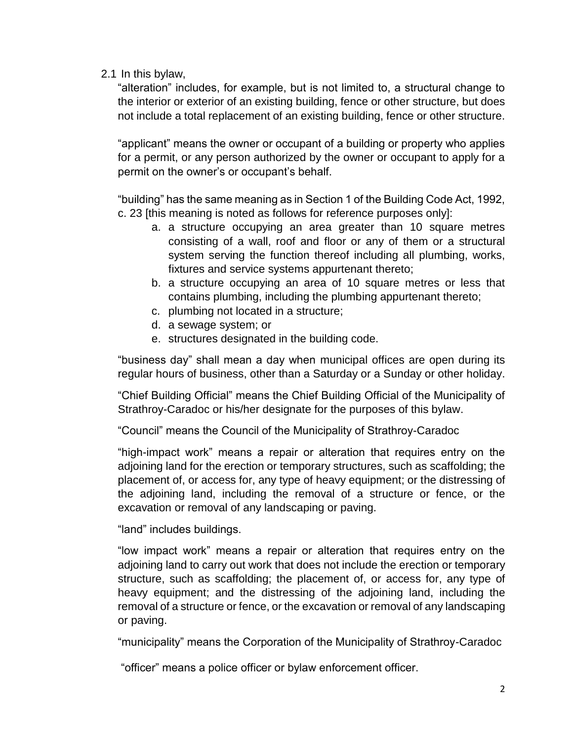2.1 In this bylaw,

“alteration” includes, for example, but is not limited to, a structural change to the interior or exterior of an existing building, fence or other structure, but does not include a total replacement of an existing building, fence or other structure.

“applicant” means the owner or occupant of a building or property who applies for a permit, or any person authorized by the owner or occupant to apply for a permit on the owner’s or occupant’s behalf.

“building” has the same meaning as in Section 1 of the Building Code Act, 1992, c. 23 [this meaning is noted as follows for reference purposes only]:

a. a structure occupying an area greater than 10 square metres consisting of a wall, roof and floor or any of them or a structural system serving the function thereof including all plumbing, works, fixtures and service systems appurtenant thereto;
b. a structure occupying an area of 10 square metres or less that contains plumbing, including the plumbing appurtenant thereto;
c. plumbing not located in a structure;
d. a sewage system; or
e. structures designated in the building code.

“business day” shall mean a day when municipal offices are open during its regular hours of business, other than a Saturday or a Sunday or other holiday.

“Chief Building Official” means the Chief Building Official of the Municipality of Strathroy-Caradoc or his/her designate for the purposes of this bylaw.

“Council” means the Council of the Municipality of Strathroy-Caradoc

“high-impact work” means a repair or alteration that requires entry on the adjoining land for the erection or temporary structures, such as scaffolding; the placement of, or access for, any type of heavy equipment; or the distressing of the adjoining land, including the removal of a structure or fence, or the excavation or removal of any landscaping or paving.

“land” includes buildings.

“low impact work” means a repair or alteration that requires entry on the adjoining land to carry out work that does not include the erection or temporary structure, such as scaffolding; the placement of, or access for, any type of heavy equipment; and the distressing of the adjoining land, including the removal of a structure or fence, or the excavation or removal of any landscaping or paving.

“municipality” means the Corporation of the Municipality of Strathroy-Caradoc

“officer” means a police officer or bylaw enforcement officer.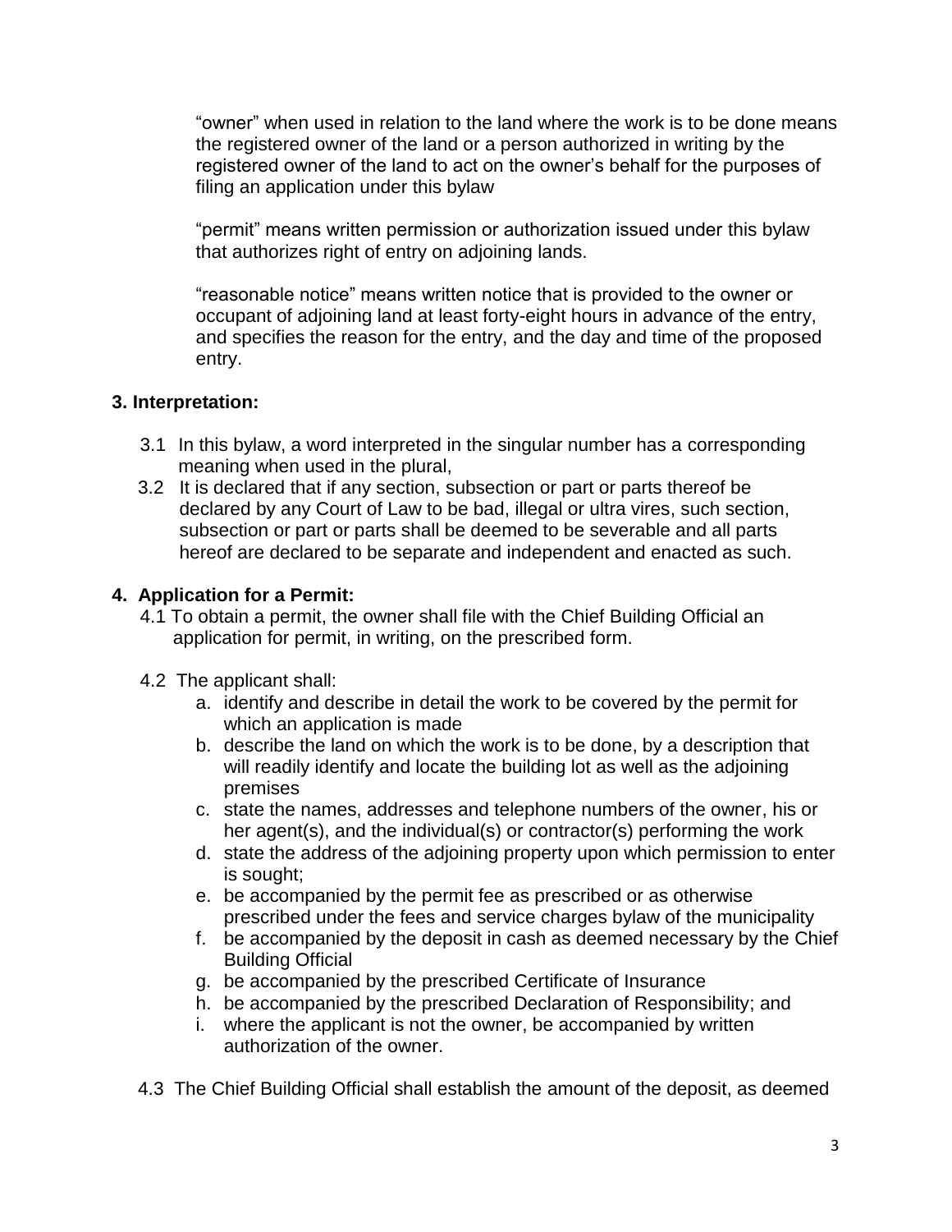“owner” when used in relation to the land where the work is to be done means the registered owner of the land or a person authorized in writing by the registered owner of the land to act on the owner’s behalf for the purposes of filing an application under this bylaw

“permit” means written permission or authorization issued under this bylaw that authorizes right of entry on adjoining lands.

“reasonable notice” means written notice that is provided to the owner or occupant of adjoining land at least forty-eight hours in advance of the entry, and specifies the reason for the entry, and the day and time of the proposed entry.

## 3. Interpretation:

3.1 In this bylaw, a word interpreted in the singular number has a corresponding meaning when used in the plural,

3.2 It is declared that if any section, subsection or part or parts thereof be declared by any Court of Law to be bad, illegal or ultra vires, such section, subsection or part or parts shall be deemed to be severable and all parts hereof are declared to be separate and independent and enacted as such.

## 4. Application for a Permit:

4.1 To obtain a permit, the owner shall file with the Chief Building Official an application for permit, in writing, on the prescribed form.

4.2 The applicant shall:

a. identify and describe in detail the work to be covered by the permit for which an application is made
b. describe the land on which the work is to be done, by a description that will readily identify and locate the building lot as well as the adjoining premises
c. state the names, addresses and telephone numbers of the owner, his or her agent(s), and the individual(s) or contractor(s) performing the work
d. state the address of the adjoining property upon which permission to enter is sought;
e. be accompanied by the permit fee as prescribed or as otherwise prescribed under the fees and service charges bylaw of the municipality
f. be accompanied by the deposit in cash as deemed necessary by the Chief Building Official
g. be accompanied by the prescribed Certificate of Insurance
h. be accompanied by the prescribed Declaration of Responsibility; and
i. where the applicant is not the owner, be accompanied by written authorization of the owner.

4.3 The Chief Building Official shall establish the amount of the deposit, as deemed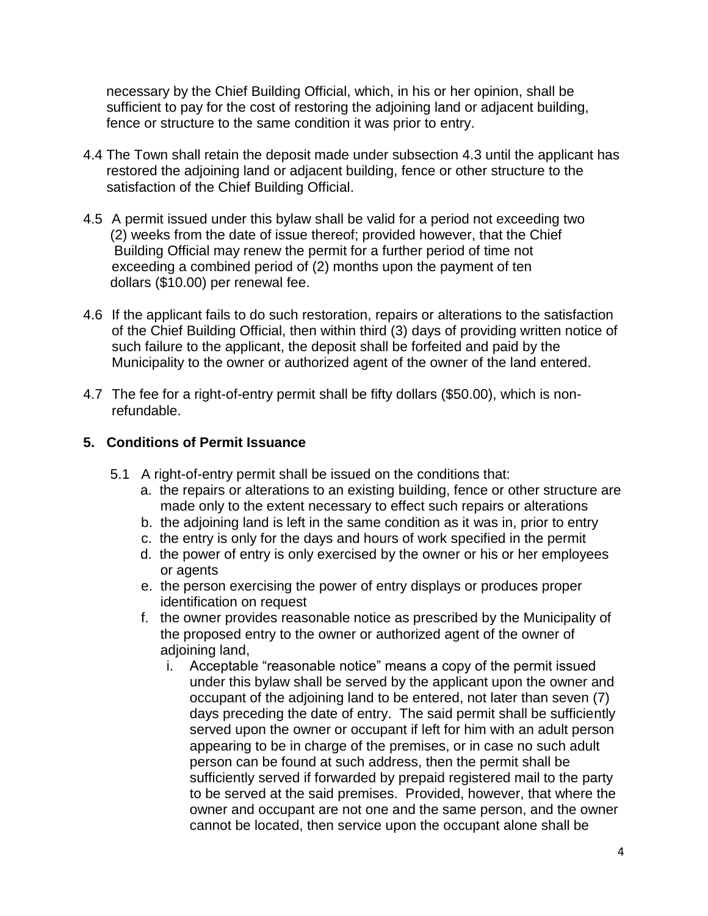necessary by the Chief Building Official, which, in his or her opinion, shall be sufficient to pay for the cost of restoring the adjoining land or adjacent building, fence or structure to the same condition it was prior to entry.

4.4 The Town shall retain the deposit made under subsection 4.3 until the applicant has restored the adjoining land or adjacent building, fence or other structure to the satisfaction of the Chief Building Official.

4.5 A permit issued under this bylaw shall be valid for a period not exceeding two (2) weeks from the date of issue thereof; provided however, that the Chief Building Official may renew the permit for a further period of time not exceeding a combined period of (2) months upon the payment of ten dollars ($10.00) per renewal fee.

4.6 If the applicant fails to do such restoration, repairs or alterations to the satisfaction of the Chief Building Official, then within third (3) days of providing written notice of such failure to the applicant, the deposit shall be forfeited and paid by the Municipality to the owner or authorized agent of the owner of the land entered.

4.7 The fee for a right-of-entry permit shall be fifty dollars ($50.00), which is non-refundable.

## 5. Conditions of Permit Issuance

5.1 A right-of-entry permit shall be issued on the conditions that:

a. the repairs or alterations to an existing building, fence or other structure are made only to the extent necessary to effect such repairs or alterations
b. the adjoining land is left in the same condition as it was in, prior to entry
c. the entry is only for the days and hours of work specified in the permit
d. the power of entry is only exercised by the owner or his or her employees or agents
e. the person exercising the power of entry displays or produces proper identification on request
f. the owner provides reasonable notice as prescribed by the Municipality of the proposed entry to the owner or authorized agent of the owner of adjoining land,
    i. Acceptable "reasonable notice" means a copy of the permit issued under this bylaw shall be served by the applicant upon the owner and occupant of the adjoining land to be entered, not later than seven (7) days preceding the date of entry. The said permit shall be sufficiently served upon the owner or occupant if left for him with an adult person appearing to be in charge of the premises, or in case no such adult person can be found at such address, then the permit shall be sufficiently served if forwarded by prepaid registered mail to the party to be served at the said premises. Provided, however, that where the owner and occupant are not one and the same person, and the owner cannot be located, then service upon the occupant alone shall be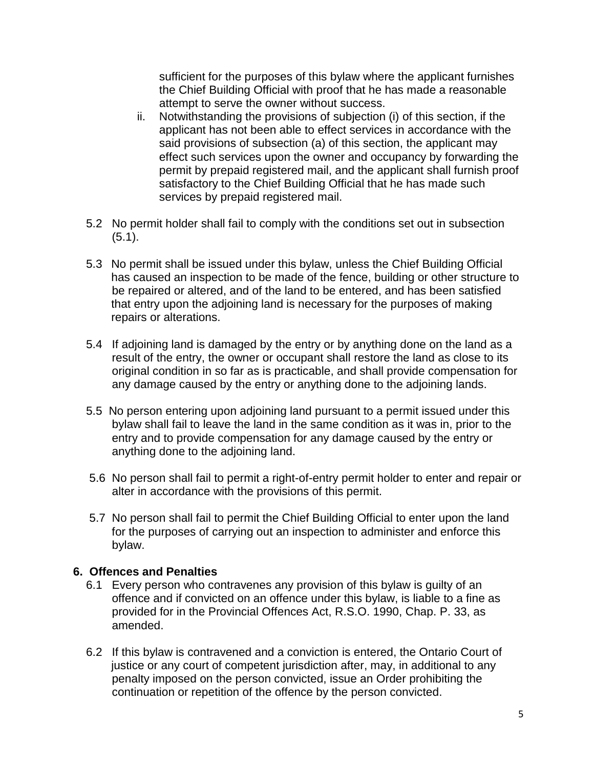sufficient for the purposes of this bylaw where the applicant furnishes the Chief Building Official with proof that he has made a reasonable attempt to serve the owner without success.

ii. Notwithstanding the provisions of subjection (i) of this section, if the applicant has not been able to effect services in accordance with the said provisions of subsection (a) of this section, the applicant may effect such services upon the owner and occupancy by forwarding the permit by prepaid registered mail, and the applicant shall furnish proof satisfactory to the Chief Building Official that he has made such services by prepaid registered mail.

5.2 No permit holder shall fail to comply with the conditions set out in subsection (5.1).

5.3 No permit shall be issued under this bylaw, unless the Chief Building Official has caused an inspection to be made of the fence, building or other structure to be repaired or altered, and of the land to be entered, and has been satisfied that entry upon the adjoining land is necessary for the purposes of making repairs or alterations.

5.4 If adjoining land is damaged by the entry or by anything done on the land as a result of the entry, the owner or occupant shall restore the land as close to its original condition in so far as is practicable, and shall provide compensation for any damage caused by the entry or anything done to the adjoining lands.

5.5 No person entering upon adjoining land pursuant to a permit issued under this bylaw shall fail to leave the land in the same condition as it was in, prior to the entry and to provide compensation for any damage caused by the entry or anything done to the adjoining land.

5.6 No person shall fail to permit a right-of-entry permit holder to enter and repair or alter in accordance with the provisions of this permit.

5.7 No person shall fail to permit the Chief Building Official to enter upon the land for the purposes of carrying out an inspection to administer and enforce this bylaw.

## 6. Offences and Penalties

6.1 Every person who contravenes any provision of this bylaw is guilty of an offence and if convicted on an offence under this bylaw, is liable to a fine as provided for in the Provincial Offences Act, R.S.O. 1990, Chap. P. 33, as amended.

6.2 If this bylaw is contravened and a conviction is entered, the Ontario Court of justice or any court of competent jurisdiction after, may, in additional to any penalty imposed on the person convicted, issue an Order prohibiting the continuation or repetition of the offence by the person convicted.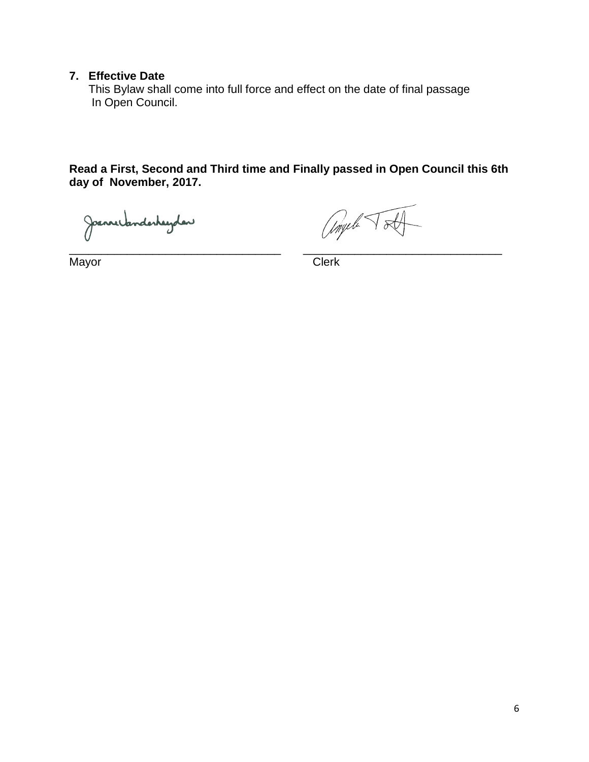**7. Effective Date**

This Bylaw shall come into full force and effect on the date of final passage In Open Council.

**Read a First, Second and Third time and Finally passed in Open Council this 6th day of November, 2017.**

\_\_\_\_\_\_\_\_\_\_\_\_\_\_\_\_\_\_\_\_\_\_\_\_\_\_\_\_\_\_\_\_\_\_\_
Mayor

\_\_\_\_\_\_\_\_\_\_\_\_\_\_\_\_\_\_\_\_\_\_\_\_\_\_\_\_\_\_\_\_\_\_\_
Clerk